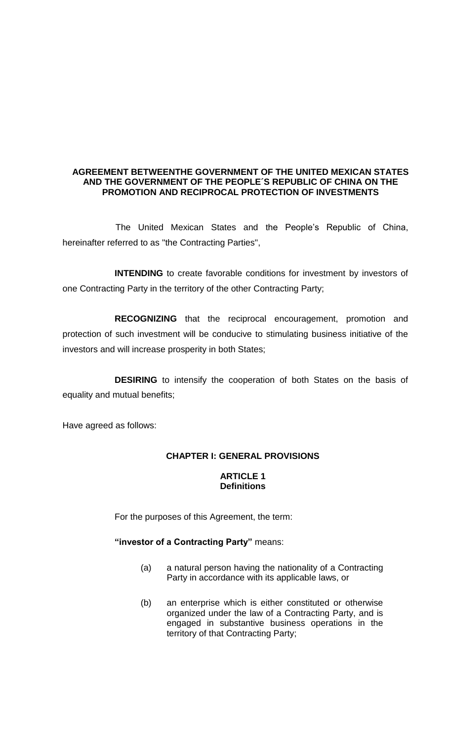# AGREEMENT BETWEENTHE GOVERNMENT OF THE UNITED MEXICAN STATES AND THE GOVERNMENT OF THE PEOPLE´S REPUBLIC OF CHINA ON THE PROMOTION AND RECIPROCAL PROTECTION OF INVESTMENTS

The United Mexican States and the People's Republic of China, hereinafter referred to as "the Contracting Parties",

**INTENDING** to create favorable conditions for investment by investors of one Contracting Party in the territory of the other Contracting Party;

**RECOGNIZING** that the reciprocal encouragement, promotion and protection of such investment will be conducive to stimulating business initiative of the investors and will increase prosperity in both States;

**DESIRING** to intensify the cooperation of both States on the basis of equality and mutual benefits;

Have agreed as follows:

## CHAPTER I: GENERAL PROVISIONS

### ARTICLE 1
### Definitions

For the purposes of this Agreement, the term:

**"investor of a Contracting Party"** means:

(a) a natural person having the nationality of a Contracting Party in accordance with its applicable laws, or

(b) an enterprise which is either constituted or otherwise organized under the law of a Contracting Party, and is engaged in substantive business operations in the territory of that Contracting Party;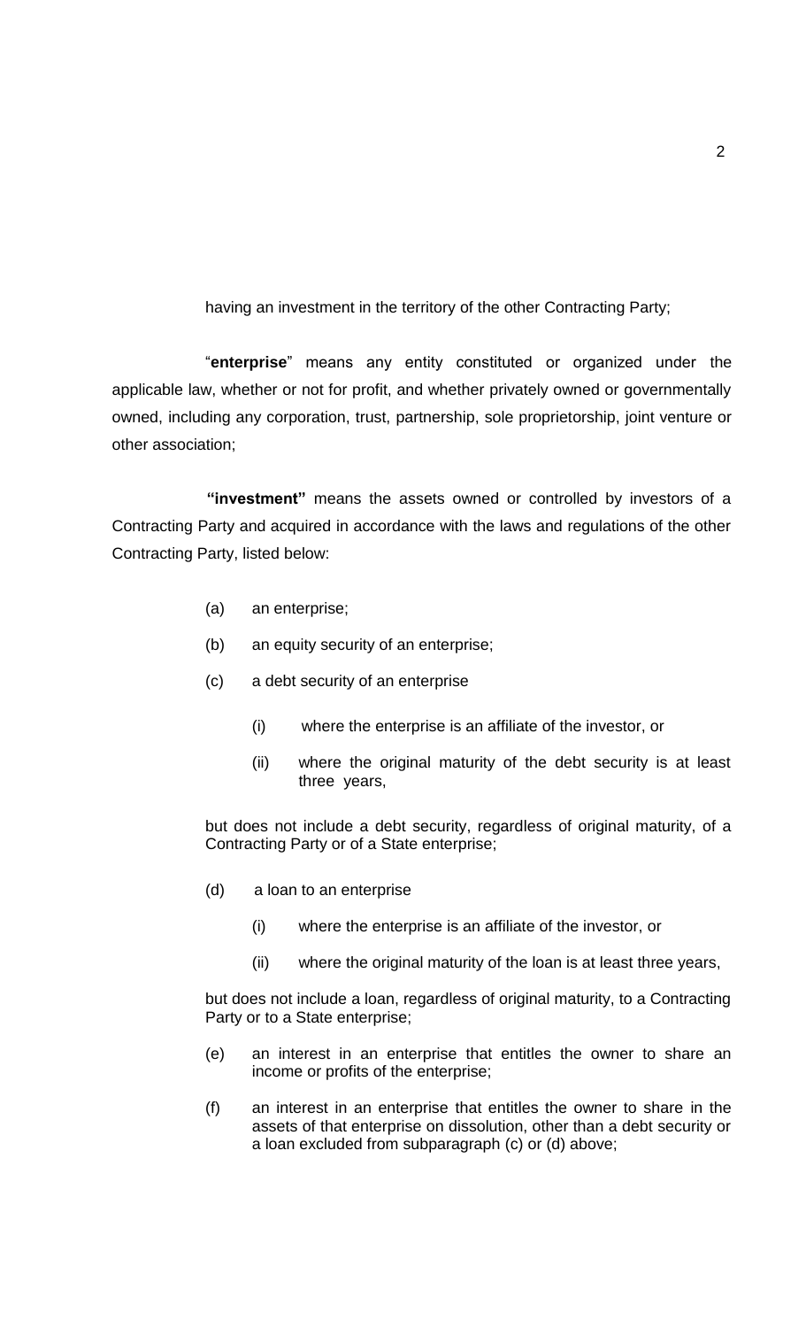having an investment in the territory of the other Contracting Party;

"**enterprise**" means any entity constituted or organized under the applicable law, whether or not for profit, and whether privately owned or governmentally owned, including any corporation, trust, partnership, sole proprietorship, joint venture or other association;

**"investment"** means the assets owned or controlled by investors of a Contracting Party and acquired in accordance with the laws and regulations of the other Contracting Party, listed below:

(a) an enterprise;

(b) an equity security of an enterprise;

(c) a debt security of an enterprise

  (i) where the enterprise is an affiliate of the investor, or

  (ii) where the original maturity of the debt security is at least three years,

but does not include a debt security, regardless of original maturity, of a Contracting Party or of a State enterprise;

(d) a loan to an enterprise

  (i) where the enterprise is an affiliate of the investor, or

  (ii) where the original maturity of the loan is at least three years,

but does not include a loan, regardless of original maturity, to a Contracting Party or to a State enterprise;

(e) an interest in an enterprise that entitles the owner to share an income or profits of the enterprise;

(f) an interest in an enterprise that entitles the owner to share in the assets of that enterprise on dissolution, other than a debt security or a loan excluded from subparagraph (c) or (d) above;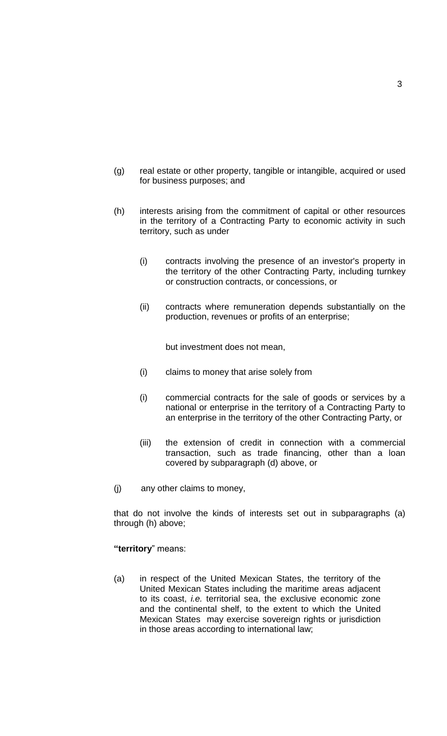(g) real estate or other property, tangible or intangible, acquired or used for business purposes; and

(h) interests arising from the commitment of capital or other resources in the territory of a Contracting Party to economic activity in such territory, such as under

   (i) contracts involving the presence of an investor's property in the territory of the other Contracting Party, including turnkey or construction contracts, or concessions, or

   (ii) contracts where remuneration depends substantially on the production, revenues or profits of an enterprise;

   but investment does not mean,

   (i) claims to money that arise solely from

   (i) commercial contracts for the sale of goods or services by a national or enterprise in the territory of a Contracting Party to an enterprise in the territory of the other Contracting Party, or

   (iii) the extension of credit in connection with a commercial transaction, such as trade financing, other than a loan covered by subparagraph (d) above, or

(j) any other claims to money,

that do not involve the kinds of interests set out in subparagraphs (a) through (h) above;

**"territory**" means:

(a) in respect of the United Mexican States, the territory of the United Mexican States including the maritime areas adjacent to its coast, *i.e.* territorial sea, the exclusive economic zone and the continental shelf, to the extent to which the United Mexican States may exercise sovereign rights or jurisdiction in those areas according to international law;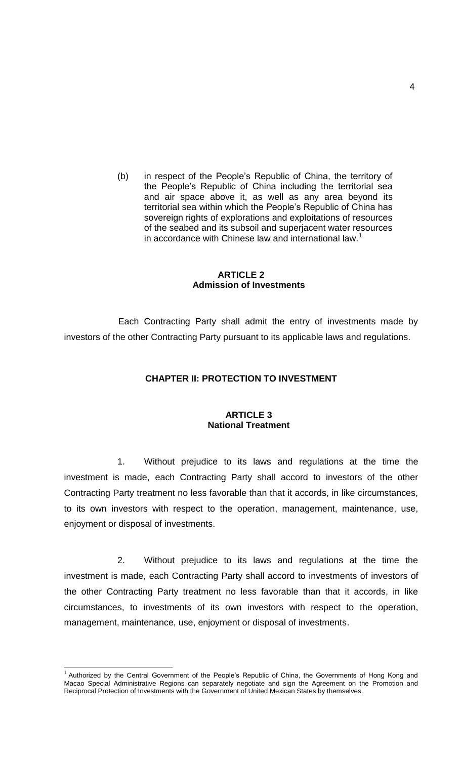(b) in respect of the People's Republic of China, the territory of the People's Republic of China including the territorial sea and air space above it, as well as any area beyond its territorial sea within which the People's Republic of China has sovereign rights of explorations and exploitations of resources of the seabed and its subsoil and superjacent water resources in accordance with Chinese law and international law.[1]

**ARTICLE 2**
**Admission of Investments**

Each Contracting Party shall admit the entry of investments made by investors of the other Contracting Party pursuant to its applicable laws and regulations.

## CHAPTER II: PROTECTION TO INVESTMENT

**ARTICLE 3**
**National Treatment**

1. Without prejudice to its laws and regulations at the time the investment is made, each Contracting Party shall accord to investors of the other Contracting Party treatment no less favorable than that it accords, in like circumstances, to its own investors with respect to the operation, management, maintenance, use, enjoyment or disposal of investments.

2. Without prejudice to its laws and regulations at the time the investment is made, each Contracting Party shall accord to investments of investors of the other Contracting Party treatment no less favorable than that it accords, in like circumstances, to investments of its own investors with respect to the operation, management, maintenance, use, enjoyment or disposal of investments.

---

[1] Authorized by the Central Government of the People's Republic of China, the Governments of Hong Kong and Macao Special Administrative Regions can separately negotiate and sign the Agreement on the Promotion and Reciprocal Protection of Investments with the Government of United Mexican States by themselves.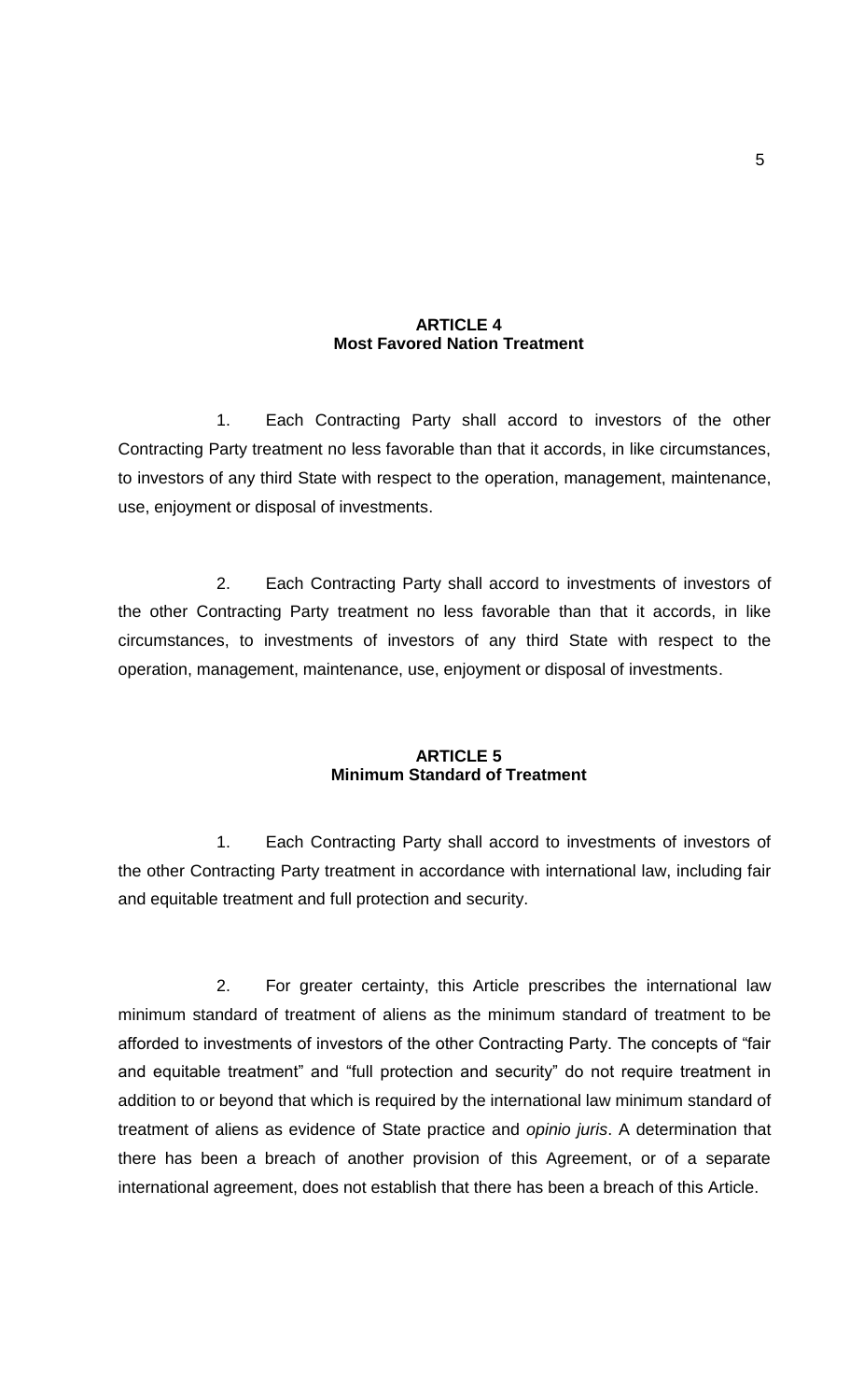## ARTICLE 4
## Most Favored Nation Treatment

1. Each Contracting Party shall accord to investors of the other Contracting Party treatment no less favorable than that it accords, in like circumstances, to investors of any third State with respect to the operation, management, maintenance, use, enjoyment or disposal of investments.

2. Each Contracting Party shall accord to investments of investors of the other Contracting Party treatment no less favorable than that it accords, in like circumstances, to investments of investors of any third State with respect to the operation, management, maintenance, use, enjoyment or disposal of investments.

## ARTICLE 5
## Minimum Standard of Treatment

1. Each Contracting Party shall accord to investments of investors of the other Contracting Party treatment in accordance with international law, including fair and equitable treatment and full protection and security.

2. For greater certainty, this Article prescribes the international law minimum standard of treatment of aliens as the minimum standard of treatment to be afforded to investments of investors of the other Contracting Party. The concepts of "fair and equitable treatment" and "full protection and security" do not require treatment in addition to or beyond that which is required by the international law minimum standard of treatment of aliens as evidence of State practice and *opinio juris*. A determination that there has been a breach of another provision of this Agreement, or of a separate international agreement, does not establish that there has been a breach of this Article.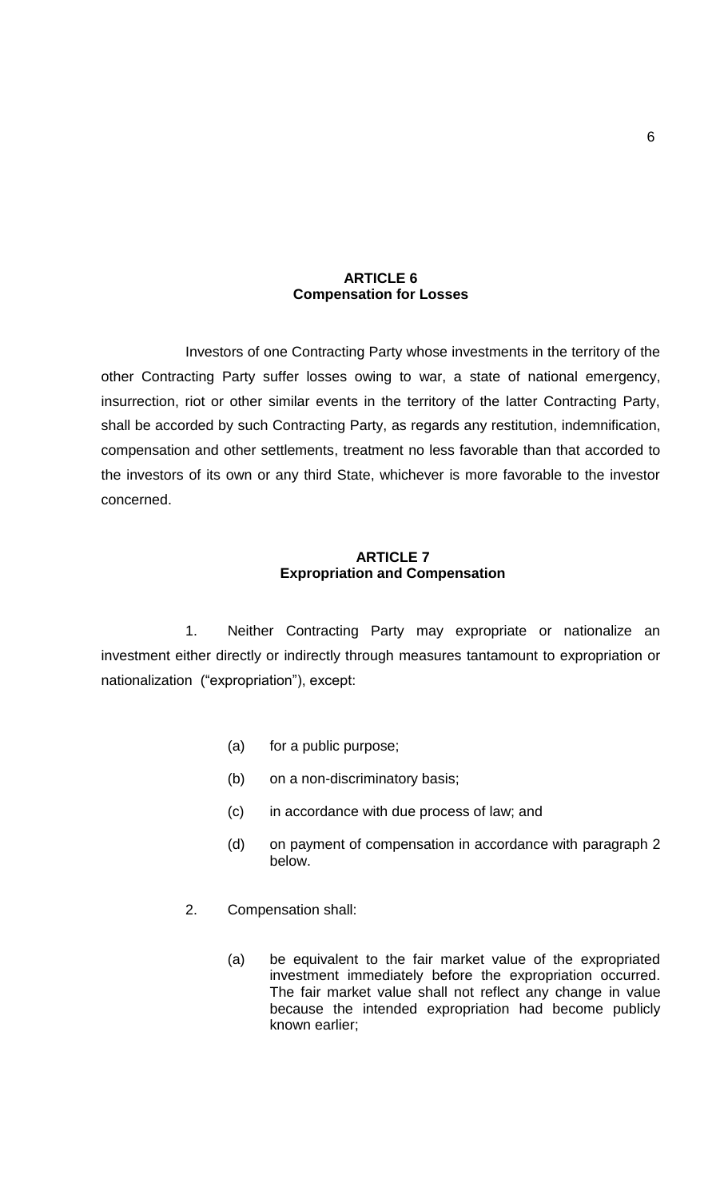## ARTICLE 6
## Compensation for Losses

Investors of one Contracting Party whose investments in the territory of the other Contracting Party suffer losses owing to war, a state of national emergency, insurrection, riot or other similar events in the territory of the latter Contracting Party, shall be accorded by such Contracting Party, as regards any restitution, indemnification, compensation and other settlements, treatment no less favorable than that accorded to the investors of its own or any third State, whichever is more favorable to the investor concerned.

## ARTICLE 7
## Expropriation and Compensation

1. Neither Contracting Party may expropriate or nationalize an investment either directly or indirectly through measures tantamount to expropriation or nationalization ("expropriation"), except:

   (a) for a public purpose;

   (b) on a non-discriminatory basis;

   (c) in accordance with due process of law; and

   (d) on payment of compensation in accordance with paragraph 2 below.

2. Compensation shall:

   (a) be equivalent to the fair market value of the expropriated investment immediately before the expropriation occurred. The fair market value shall not reflect any change in value because the intended expropriation had become publicly known earlier;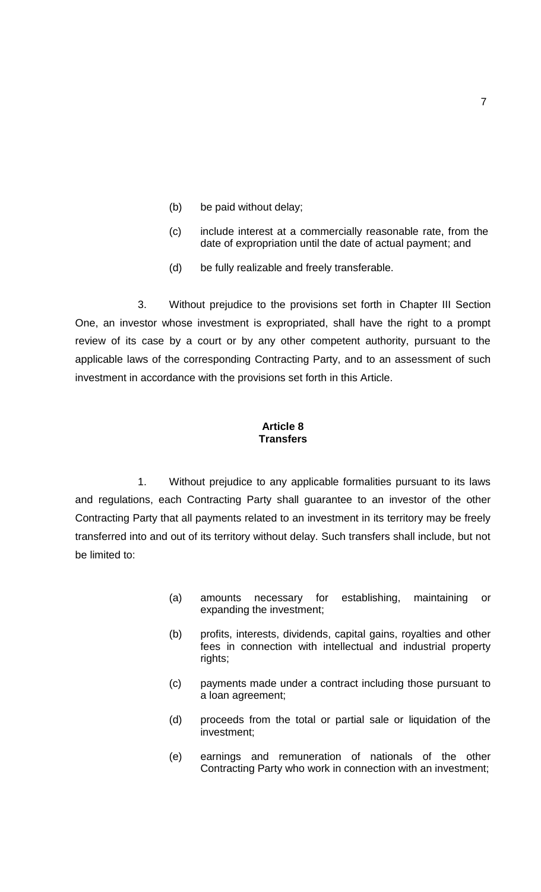(b) be paid without delay;

(c) include interest at a commercially reasonable rate, from the date of expropriation until the date of actual payment; and

(d) be fully realizable and freely transferable.

3. Without prejudice to the provisions set forth in Chapter III Section One, an investor whose investment is expropriated, shall have the right to a prompt review of its case by a court or by any other competent authority, pursuant to the applicable laws of the corresponding Contracting Party, and to an assessment of such investment in accordance with the provisions set forth in this Article.

**Article 8**
**Transfers**

1. Without prejudice to any applicable formalities pursuant to its laws and regulations, each Contracting Party shall guarantee to an investor of the other Contracting Party that all payments related to an investment in its territory may be freely transferred into and out of its territory without delay. Such transfers shall include, but not be limited to:

(a) amounts necessary for establishing, maintaining or expanding the investment;

(b) profits, interests, dividends, capital gains, royalties and other fees in connection with intellectual and industrial property rights;

(c) payments made under a contract including those pursuant to a loan agreement;

(d) proceeds from the total or partial sale or liquidation of the investment;

(e) earnings and remuneration of nationals of the other Contracting Party who work in connection with an investment;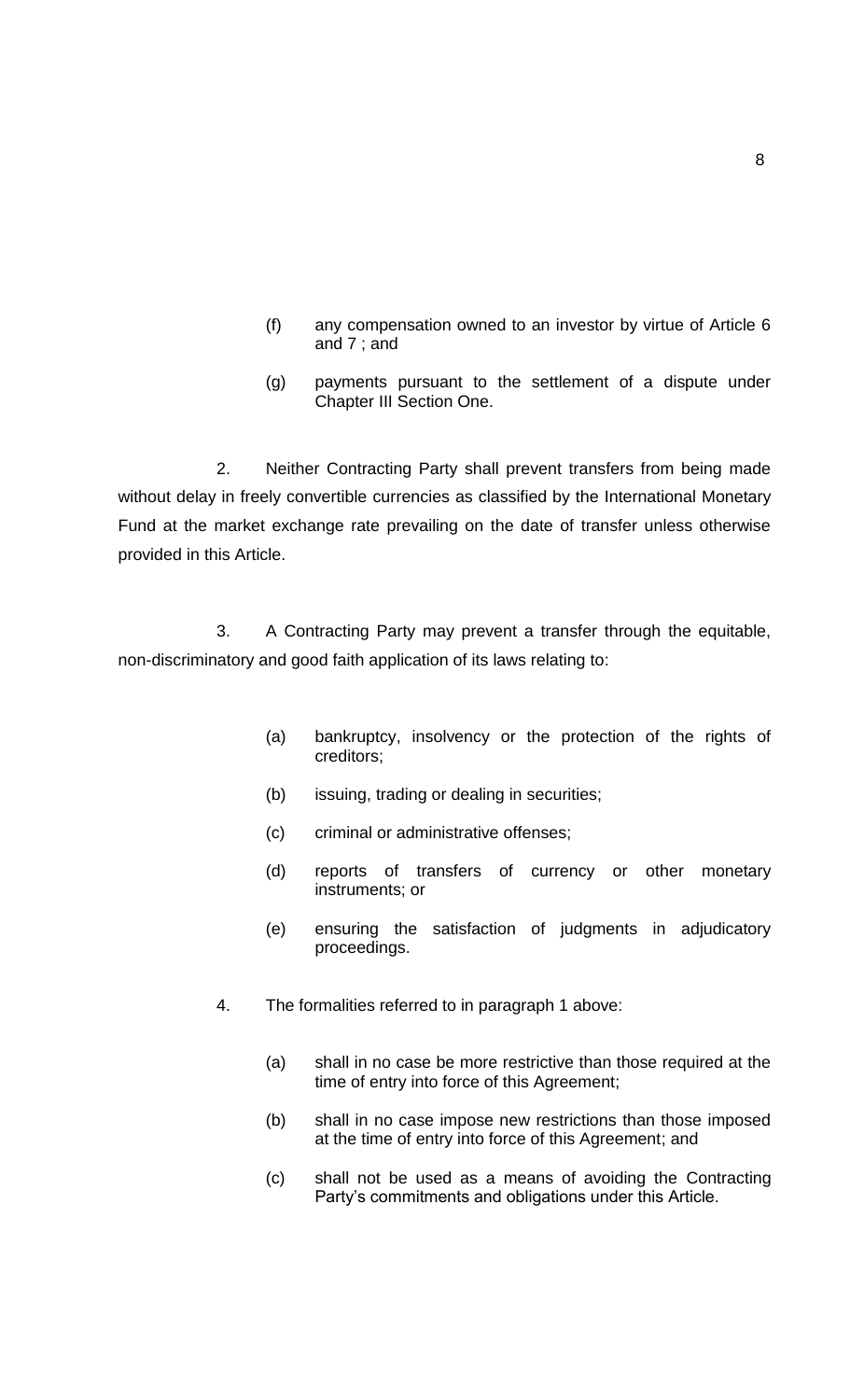(f) any compensation owned to an investor by virtue of Article 6 and 7 ; and

(g) payments pursuant to the settlement of a dispute under Chapter III Section One.

2. Neither Contracting Party shall prevent transfers from being made without delay in freely convertible currencies as classified by the International Monetary Fund at the market exchange rate prevailing on the date of transfer unless otherwise provided in this Article.

3. A Contracting Party may prevent a transfer through the equitable, non-discriminatory and good faith application of its laws relating to:

(a) bankruptcy, insolvency or the protection of the rights of creditors;

(b) issuing, trading or dealing in securities;

(c) criminal or administrative offenses;

(d) reports of transfers of currency or other monetary instruments; or

(e) ensuring the satisfaction of judgments in adjudicatory proceedings.

4. The formalities referred to in paragraph 1 above:

(a) shall in no case be more restrictive than those required at the time of entry into force of this Agreement;

(b) shall in no case impose new restrictions than those imposed at the time of entry into force of this Agreement; and

(c) shall not be used as a means of avoiding the Contracting Party's commitments and obligations under this Article.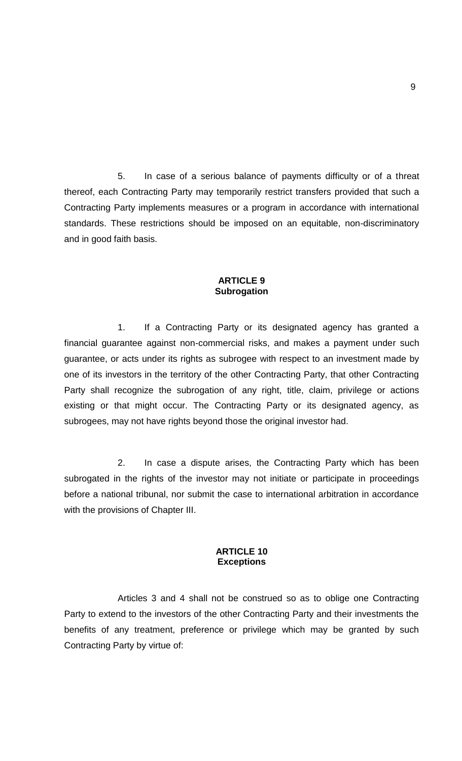5. In case of a serious balance of payments difficulty or of a threat thereof, each Contracting Party may temporarily restrict transfers provided that such a Contracting Party implements measures or a program in accordance with international standards. These restrictions should be imposed on an equitable, non-discriminatory and in good faith basis.

## ARTICLE 9
## Subrogation

1. If a Contracting Party or its designated agency has granted a financial guarantee against non-commercial risks, and makes a payment under such guarantee, or acts under its rights as subrogee with respect to an investment made by one of its investors in the territory of the other Contracting Party, that other Contracting Party shall recognize the subrogation of any right, title, claim, privilege or actions existing or that might occur. The Contracting Party or its designated agency, as subrogees, may not have rights beyond those the original investor had.

2. In case a dispute arises, the Contracting Party which has been subrogated in the rights of the investor may not initiate or participate in proceedings before a national tribunal, nor submit the case to international arbitration in accordance with the provisions of Chapter III.

## ARTICLE 10
## Exceptions

Articles 3 and 4 shall not be construed so as to oblige one Contracting Party to extend to the investors of the other Contracting Party and their investments the benefits of any treatment, preference or privilege which may be granted by such Contracting Party by virtue of: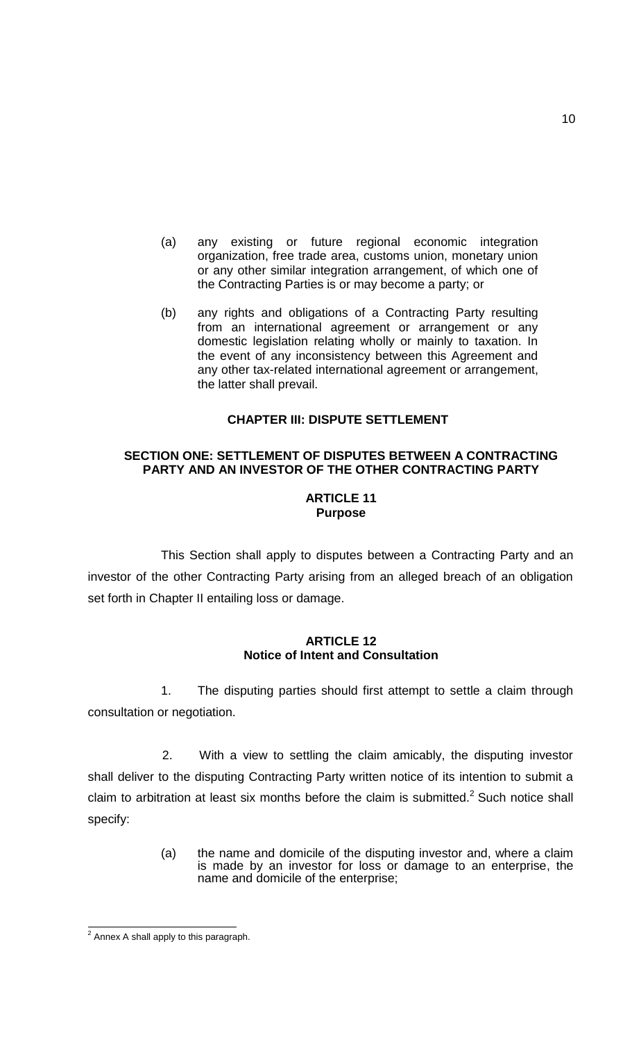(a) any existing or future regional economic integration organization, free trade area, customs union, monetary union or any other similar integration arrangement, of which one of the Contracting Parties is or may become a party; or

(b) any rights and obligations of a Contracting Party resulting from an international agreement or arrangement or any domestic legislation relating wholly or mainly to taxation. In the event of any inconsistency between this Agreement and any other tax-related international agreement or arrangement, the latter shall prevail.

## CHAPTER III: DISPUTE SETTLEMENT

### SECTION ONE: SETTLEMENT OF DISPUTES BETWEEN A CONTRACTING PARTY AND AN INVESTOR OF THE OTHER CONTRACTING PARTY

#### ARTICLE 11
#### Purpose

This Section shall apply to disputes between a Contracting Party and an investor of the other Contracting Party arising from an alleged breach of an obligation set forth in Chapter II entailing loss or damage.

#### ARTICLE 12
#### Notice of Intent and Consultation

1. The disputing parties should first attempt to settle a claim through consultation or negotiation.

2. With a view to settling the claim amicably, the disputing investor shall deliver to the disputing Contracting Party written notice of its intention to submit a claim to arbitration at least six months before the claim is submitted.[2] Such notice shall specify:

(a) the name and domicile of the disputing investor and, where a claim is made by an investor for loss or damage to an enterprise, the name and domicile of the enterprise;

---

[2] Annex A shall apply to this paragraph.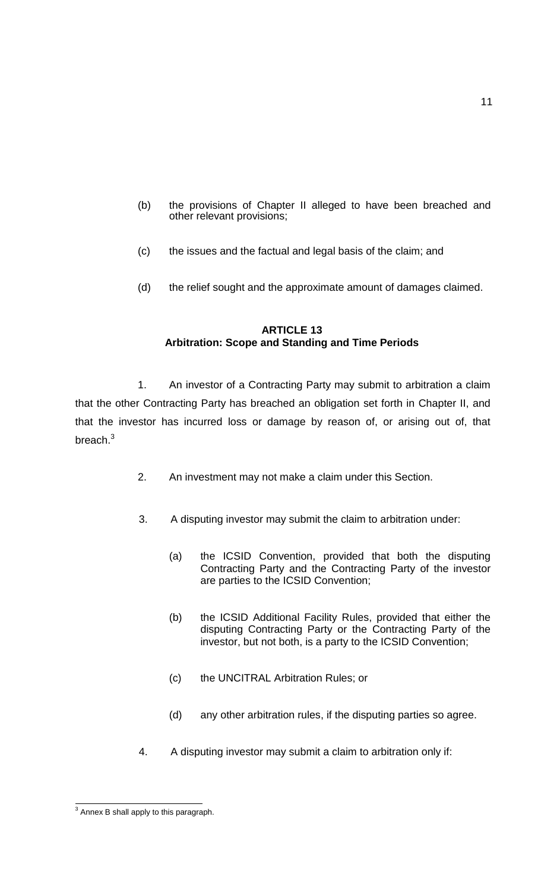(b) the provisions of Chapter II alleged to have been breached and other relevant provisions;

(c) the issues and the factual and legal basis of the claim; and

(d) the relief sought and the approximate amount of damages claimed.

**ARTICLE 13**
**Arbitration: Scope and Standing and Time Periods**

1. An investor of a Contracting Party may submit to arbitration a claim that the other Contracting Party has breached an obligation set forth in Chapter II, and that the investor has incurred loss or damage by reason of, or arising out of, that breach.[3]

2. An investment may not make a claim under this Section.

3. A disputing investor may submit the claim to arbitration under:

   (a) the ICSID Convention, provided that both the disputing Contracting Party and the Contracting Party of the investor are parties to the ICSID Convention;

   (b) the ICSID Additional Facility Rules, provided that either the disputing Contracting Party or the Contracting Party of the investor, but not both, is a party to the ICSID Convention;

   (c) the UNCITRAL Arbitration Rules; or

   (d) any other arbitration rules, if the disputing parties so agree.

4. A disputing investor may submit a claim to arbitration only if:

---

[3] Annex B shall apply to this paragraph.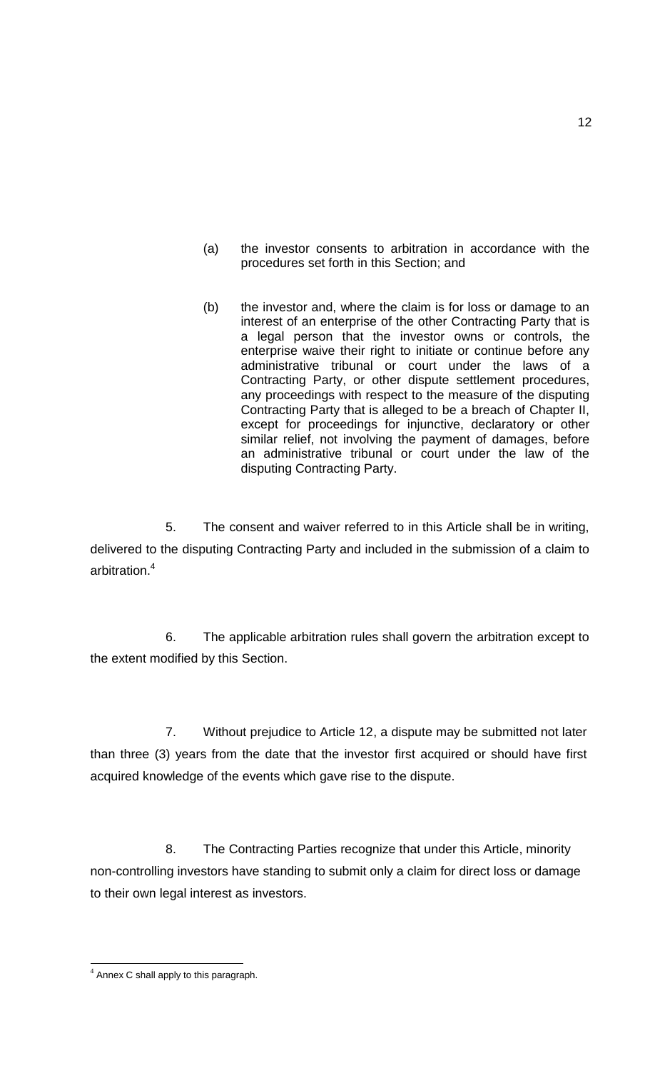(a) the investor consents to arbitration in accordance with the procedures set forth in this Section; and

(b) the investor and, where the claim is for loss or damage to an interest of an enterprise of the other Contracting Party that is a legal person that the investor owns or controls, the enterprise waive their right to initiate or continue before any administrative tribunal or court under the laws of a Contracting Party, or other dispute settlement procedures, any proceedings with respect to the measure of the disputing Contracting Party that is alleged to be a breach of Chapter II, except for proceedings for injunctive, declaratory or other similar relief, not involving the payment of damages, before an administrative tribunal or court under the law of the disputing Contracting Party.

5. The consent and waiver referred to in this Article shall be in writing, delivered to the disputing Contracting Party and included in the submission of a claim to arbitration.[4]

6. The applicable arbitration rules shall govern the arbitration except to the extent modified by this Section.

7. Without prejudice to Article 12, a dispute may be submitted not later than three (3) years from the date that the investor first acquired or should have first acquired knowledge of the events which gave rise to the dispute.

8. The Contracting Parties recognize that under this Article, minority non-controlling investors have standing to submit only a claim for direct loss or damage to their own legal interest as investors.

[4] Annex C shall apply to this paragraph.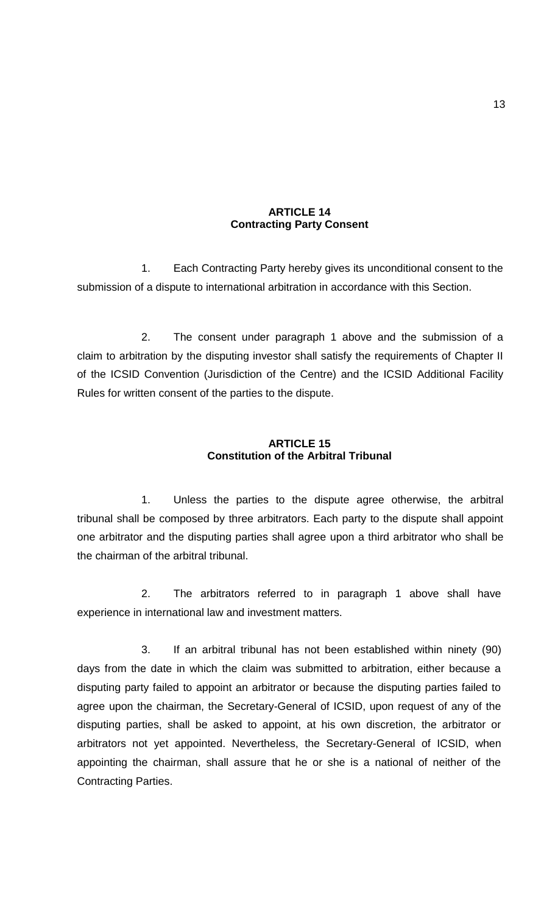## ARTICLE 14
## Contracting Party Consent

1. Each Contracting Party hereby gives its unconditional consent to the submission of a dispute to international arbitration in accordance with this Section.

2. The consent under paragraph 1 above and the submission of a claim to arbitration by the disputing investor shall satisfy the requirements of Chapter II of the ICSID Convention (Jurisdiction of the Centre) and the ICSID Additional Facility Rules for written consent of the parties to the dispute.

## ARTICLE 15
## Constitution of the Arbitral Tribunal

1. Unless the parties to the dispute agree otherwise, the arbitral tribunal shall be composed by three arbitrators. Each party to the dispute shall appoint one arbitrator and the disputing parties shall agree upon a third arbitrator who shall be the chairman of the arbitral tribunal.

2. The arbitrators referred to in paragraph 1 above shall have experience in international law and investment matters.

3. If an arbitral tribunal has not been established within ninety (90) days from the date in which the claim was submitted to arbitration, either because a disputing party failed to appoint an arbitrator or because the disputing parties failed to agree upon the chairman, the Secretary-General of ICSID, upon request of any of the disputing parties, shall be asked to appoint, at his own discretion, the arbitrator or arbitrators not yet appointed. Nevertheless, the Secretary-General of ICSID, when appointing the chairman, shall assure that he or she is a national of neither of the Contracting Parties.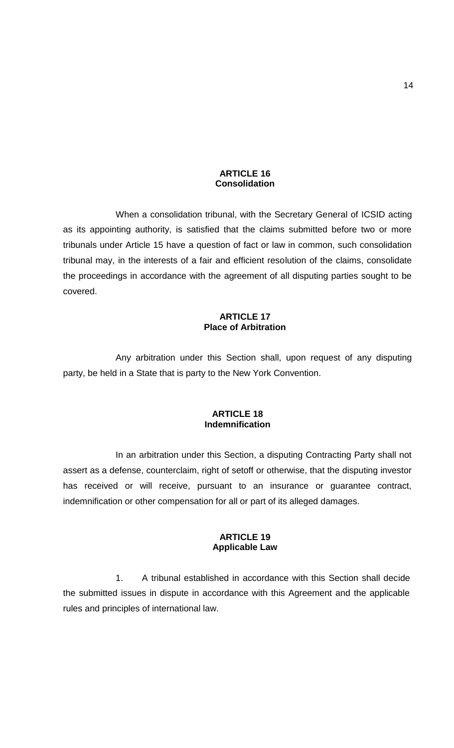## ARTICLE 16
## Consolidation

When a consolidation tribunal, with the Secretary General of ICSID acting as its appointing authority, is satisfied that the claims submitted before two or more tribunals under Article 15 have a question of fact or law in common, such consolidation tribunal may, in the interests of a fair and efficient resolution of the claims, consolidate the proceedings in accordance with the agreement of all disputing parties sought to be covered.

## ARTICLE 17
## Place of Arbitration

Any arbitration under this Section shall, upon request of any disputing party, be held in a State that is party to the New York Convention.

## ARTICLE 18
## Indemnification

In an arbitration under this Section, a disputing Contracting Party shall not assert as a defense, counterclaim, right of setoff or otherwise, that the disputing investor has received or will receive, pursuant to an insurance or guarantee contract, indemnification or other compensation for all or part of its alleged damages.

## ARTICLE 19
## Applicable Law

1. A tribunal established in accordance with this Section shall decide the submitted issues in dispute in accordance with this Agreement and the applicable rules and principles of international law.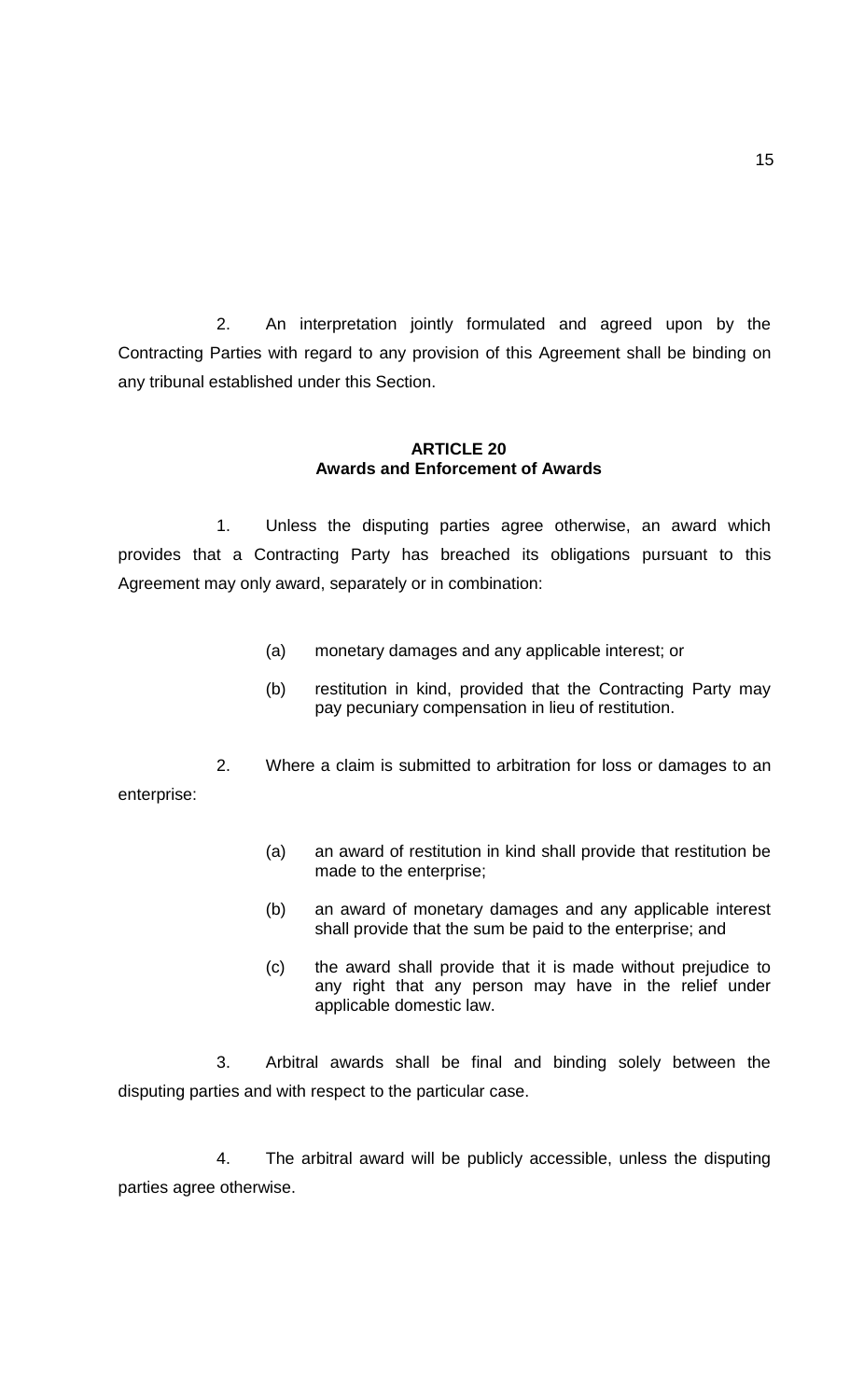2. An interpretation jointly formulated and agreed upon by the Contracting Parties with regard to any provision of this Agreement shall be binding on any tribunal established under this Section.

### ARTICLE 20
### Awards and Enforcement of Awards

1. Unless the disputing parties agree otherwise, an award which provides that a Contracting Party has breached its obligations pursuant to this Agreement may only award, separately or in combination:

(a) monetary damages and any applicable interest; or

(b) restitution in kind, provided that the Contracting Party may pay pecuniary compensation in lieu of restitution.

2. Where a claim is submitted to arbitration for loss or damages to an enterprise:

(a) an award of restitution in kind shall provide that restitution be made to the enterprise;

(b) an award of monetary damages and any applicable interest shall provide that the sum be paid to the enterprise; and

(c) the award shall provide that it is made without prejudice to any right that any person may have in the relief under applicable domestic law.

3. Arbitral awards shall be final and binding solely between the disputing parties and with respect to the particular case.

4. The arbitral award will be publicly accessible, unless the disputing parties agree otherwise.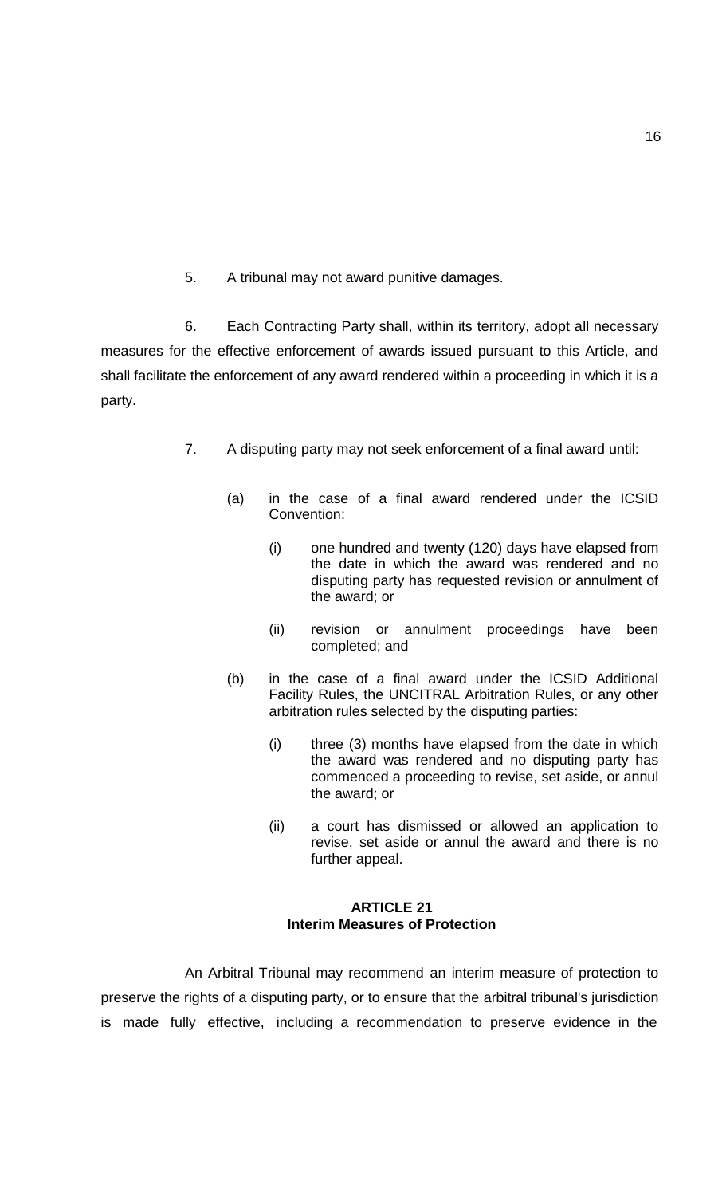5. A tribunal may not award punitive damages.

6. Each Contracting Party shall, within its territory, adopt all necessary measures for the effective enforcement of awards issued pursuant to this Article, and shall facilitate the enforcement of any award rendered within a proceeding in which it is a party.

7. A disputing party may not seek enforcement of a final award until:

(a) in the case of a final award rendered under the ICSID Convention:

(i) one hundred and twenty (120) days have elapsed from the date in which the award was rendered and no disputing party has requested revision or annulment of the award; or

(ii) revision or annulment proceedings have been completed; and

(b) in the case of a final award under the ICSID Additional Facility Rules, the UNCITRAL Arbitration Rules, or any other arbitration rules selected by the disputing parties:

(i) three (3) months have elapsed from the date in which the award was rendered and no disputing party has commenced a proceeding to revise, set aside, or annul the award; or

(ii) a court has dismissed or allowed an application to revise, set aside or annul the award and there is no further appeal.

## ARTICLE 21
## Interim Measures of Protection

An Arbitral Tribunal may recommend an interim measure of protection to preserve the rights of a disputing party, or to ensure that the arbitral tribunal's jurisdiction is made fully effective, including a recommendation to preserve evidence in the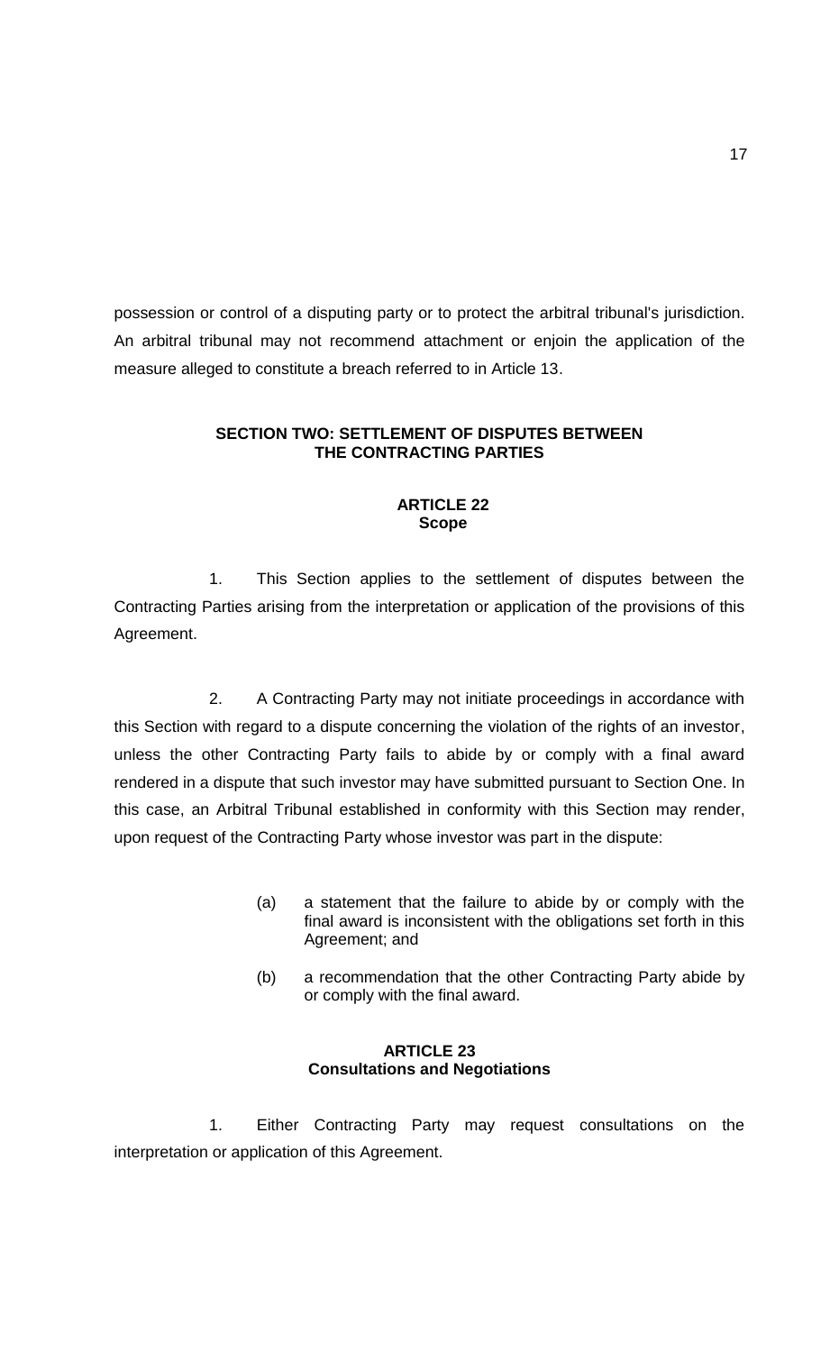possession or control of a disputing party or to protect the arbitral tribunal's jurisdiction. An arbitral tribunal may not recommend attachment or enjoin the application of the measure alleged to constitute a breach referred to in Article 13.

## SECTION TWO: SETTLEMENT OF DISPUTES BETWEEN THE CONTRACTING PARTIES

### ARTICLE 22
### Scope

1. This Section applies to the settlement of disputes between the Contracting Parties arising from the interpretation or application of the provisions of this Agreement.

2. A Contracting Party may not initiate proceedings in accordance with this Section with regard to a dispute concerning the violation of the rights of an investor, unless the other Contracting Party fails to abide by or comply with a final award rendered in a dispute that such investor may have submitted pursuant to Section One. In this case, an Arbitral Tribunal established in conformity with this Section may render, upon request of the Contracting Party whose investor was part in the dispute:

(a) a statement that the failure to abide by or comply with the final award is inconsistent with the obligations set forth in this Agreement; and

(b) a recommendation that the other Contracting Party abide by or comply with the final award.

### ARTICLE 23
### Consultations and Negotiations

1. Either Contracting Party may request consultations on the interpretation or application of this Agreement.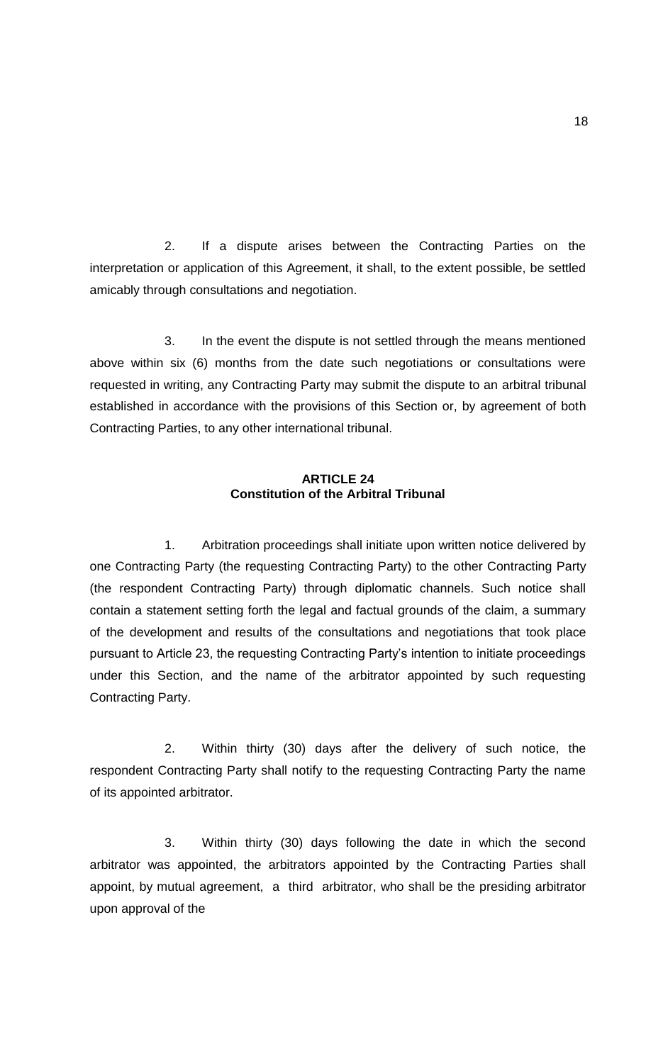2. If a dispute arises between the Contracting Parties on the interpretation or application of this Agreement, it shall, to the extent possible, be settled amicably through consultations and negotiation.

3. In the event the dispute is not settled through the means mentioned above within six (6) months from the date such negotiations or consultations were requested in writing, any Contracting Party may submit the dispute to an arbitral tribunal established in accordance with the provisions of this Section or, by agreement of both Contracting Parties, to any other international tribunal.

**ARTICLE 24**
**Constitution of the Arbitral Tribunal**

1. Arbitration proceedings shall initiate upon written notice delivered by one Contracting Party (the requesting Contracting Party) to the other Contracting Party (the respondent Contracting Party) through diplomatic channels. Such notice shall contain a statement setting forth the legal and factual grounds of the claim, a summary of the development and results of the consultations and negotiations that took place pursuant to Article 23, the requesting Contracting Party's intention to initiate proceedings under this Section, and the name of the arbitrator appointed by such requesting Contracting Party.

2. Within thirty (30) days after the delivery of such notice, the respondent Contracting Party shall notify to the requesting Contracting Party the name of its appointed arbitrator.

3. Within thirty (30) days following the date in which the second arbitrator was appointed, the arbitrators appointed by the Contracting Parties shall appoint, by mutual agreement, a third arbitrator, who shall be the presiding arbitrator upon approval of the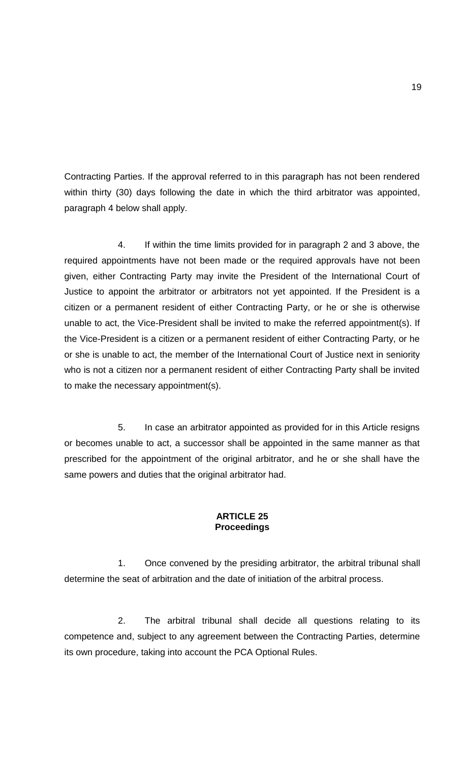Contracting Parties. If the approval referred to in this paragraph has not been rendered within thirty (30) days following the date in which the third arbitrator was appointed, paragraph 4 below shall apply.

4. If within the time limits provided for in paragraph 2 and 3 above, the required appointments have not been made or the required approvals have not been given, either Contracting Party may invite the President of the International Court of Justice to appoint the arbitrator or arbitrators not yet appointed. If the President is a citizen or a permanent resident of either Contracting Party, or he or she is otherwise unable to act, the Vice-President shall be invited to make the referred appointment(s). If the Vice-President is a citizen or a permanent resident of either Contracting Party, or he or she is unable to act, the member of the International Court of Justice next in seniority who is not a citizen nor a permanent resident of either Contracting Party shall be invited to make the necessary appointment(s).

5. In case an arbitrator appointed as provided for in this Article resigns or becomes unable to act, a successor shall be appointed in the same manner as that prescribed for the appointment of the original arbitrator, and he or she shall have the same powers and duties that the original arbitrator had.

**ARTICLE 25**
**Proceedings**

1. Once convened by the presiding arbitrator, the arbitral tribunal shall determine the seat of arbitration and the date of initiation of the arbitral process.

2. The arbitral tribunal shall decide all questions relating to its competence and, subject to any agreement between the Contracting Parties, determine its own procedure, taking into account the PCA Optional Rules.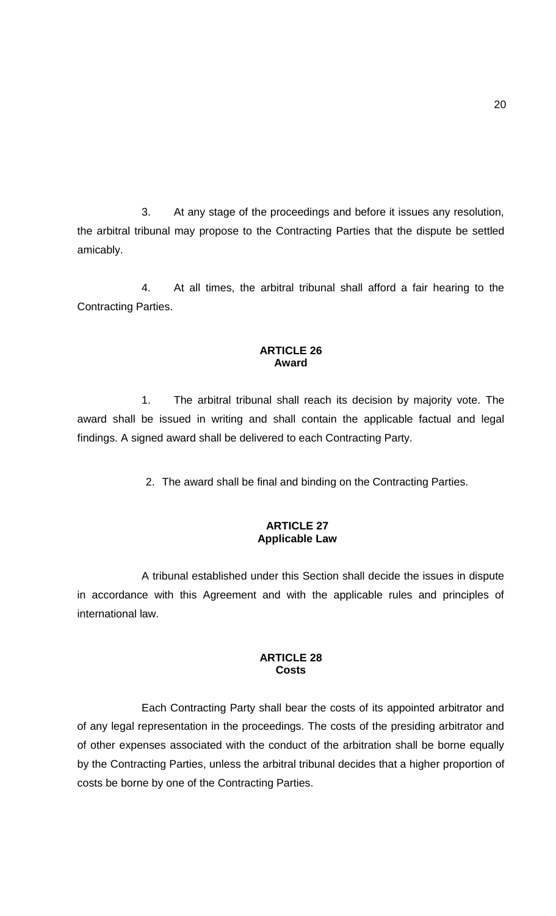3. At any stage of the proceedings and before it issues any resolution, the arbitral tribunal may propose to the Contracting Parties that the dispute be settled amicably.

4. At all times, the arbitral tribunal shall afford a fair hearing to the Contracting Parties.

## ARTICLE 26
## Award

1. The arbitral tribunal shall reach its decision by majority vote. The award shall be issued in writing and shall contain the applicable factual and legal findings. A signed award shall be delivered to each Contracting Party.

2. The award shall be final and binding on the Contracting Parties.

## ARTICLE 27
## Applicable Law

A tribunal established under this Section shall decide the issues in dispute in accordance with this Agreement and with the applicable rules and principles of international law.

## ARTICLE 28
## Costs

Each Contracting Party shall bear the costs of its appointed arbitrator and of any legal representation in the proceedings. The costs of the presiding arbitrator and of other expenses associated with the conduct of the arbitration shall be borne equally by the Contracting Parties, unless the arbitral tribunal decides that a higher proportion of costs be borne by one of the Contracting Parties.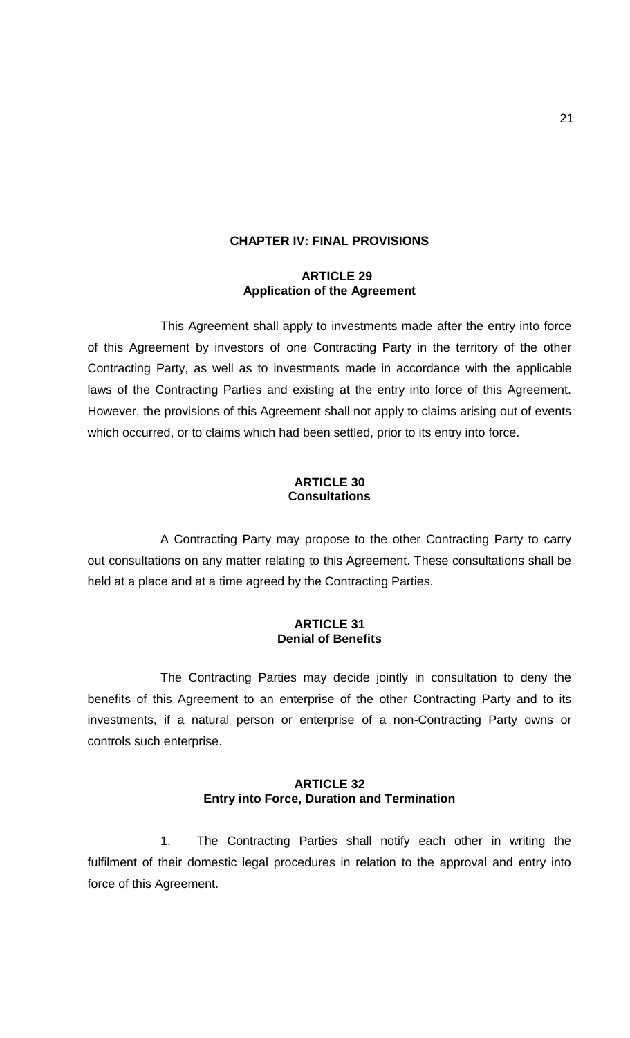## CHAPTER IV: FINAL PROVISIONS

### ARTICLE 29
### Application of the Agreement

This Agreement shall apply to investments made after the entry into force of this Agreement by investors of one Contracting Party in the territory of the other Contracting Party, as well as to investments made in accordance with the applicable laws of the Contracting Parties and existing at the entry into force of this Agreement. However, the provisions of this Agreement shall not apply to claims arising out of events which occurred, or to claims which had been settled, prior to its entry into force.

### ARTICLE 30
### Consultations

A Contracting Party may propose to the other Contracting Party to carry out consultations on any matter relating to this Agreement. These consultations shall be held at a place and at a time agreed by the Contracting Parties.

### ARTICLE 31
### Denial of Benefits

The Contracting Parties may decide jointly in consultation to deny the benefits of this Agreement to an enterprise of the other Contracting Party and to its investments, if a natural person or enterprise of a non-Contracting Party owns or controls such enterprise.

### ARTICLE 32
### Entry into Force, Duration and Termination

1. The Contracting Parties shall notify each other in writing the fulfilment of their domestic legal procedures in relation to the approval and entry into force of this Agreement.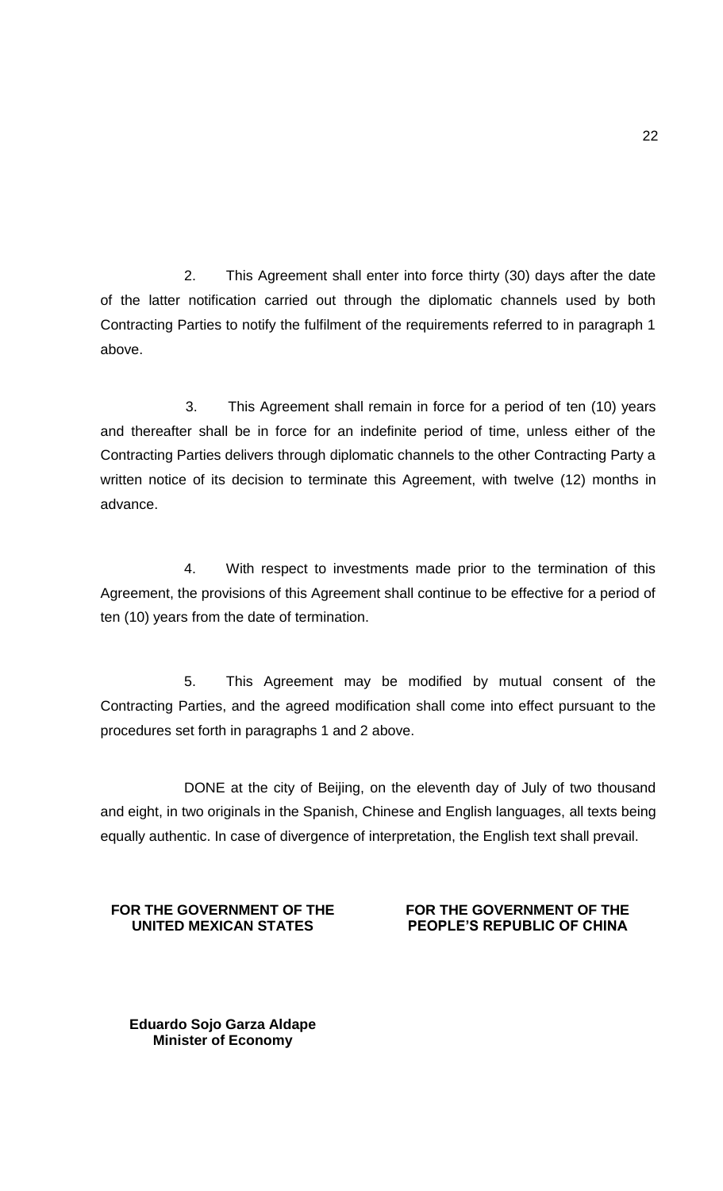2. This Agreement shall enter into force thirty (30) days after the date of the latter notification carried out through the diplomatic channels used by both Contracting Parties to notify the fulfilment of the requirements referred to in paragraph 1 above.

3. This Agreement shall remain in force for a period of ten (10) years and thereafter shall be in force for an indefinite period of time, unless either of the Contracting Parties delivers through diplomatic channels to the other Contracting Party a written notice of its decision to terminate this Agreement, with twelve (12) months in advance.

4. With respect to investments made prior to the termination of this Agreement, the provisions of this Agreement shall continue to be effective for a period of ten (10) years from the date of termination.

5. This Agreement may be modified by mutual consent of the Contracting Parties, and the agreed modification shall come into effect pursuant to the procedures set forth in paragraphs 1 and 2 above.

DONE at the city of Beijing, on the eleventh day of July of two thousand and eight, in two originals in the Spanish, Chinese and English languages, all texts being equally authentic. In case of divergence of interpretation, the English text shall prevail.

**FOR THE GOVERNMENT OF THE UNITED MEXICAN STATES**

**Eduardo Sojo Garza Aldape**
**Minister of Economy**

**FOR THE GOVERNMENT OF THE PEOPLE'S REPUBLIC OF CHINA**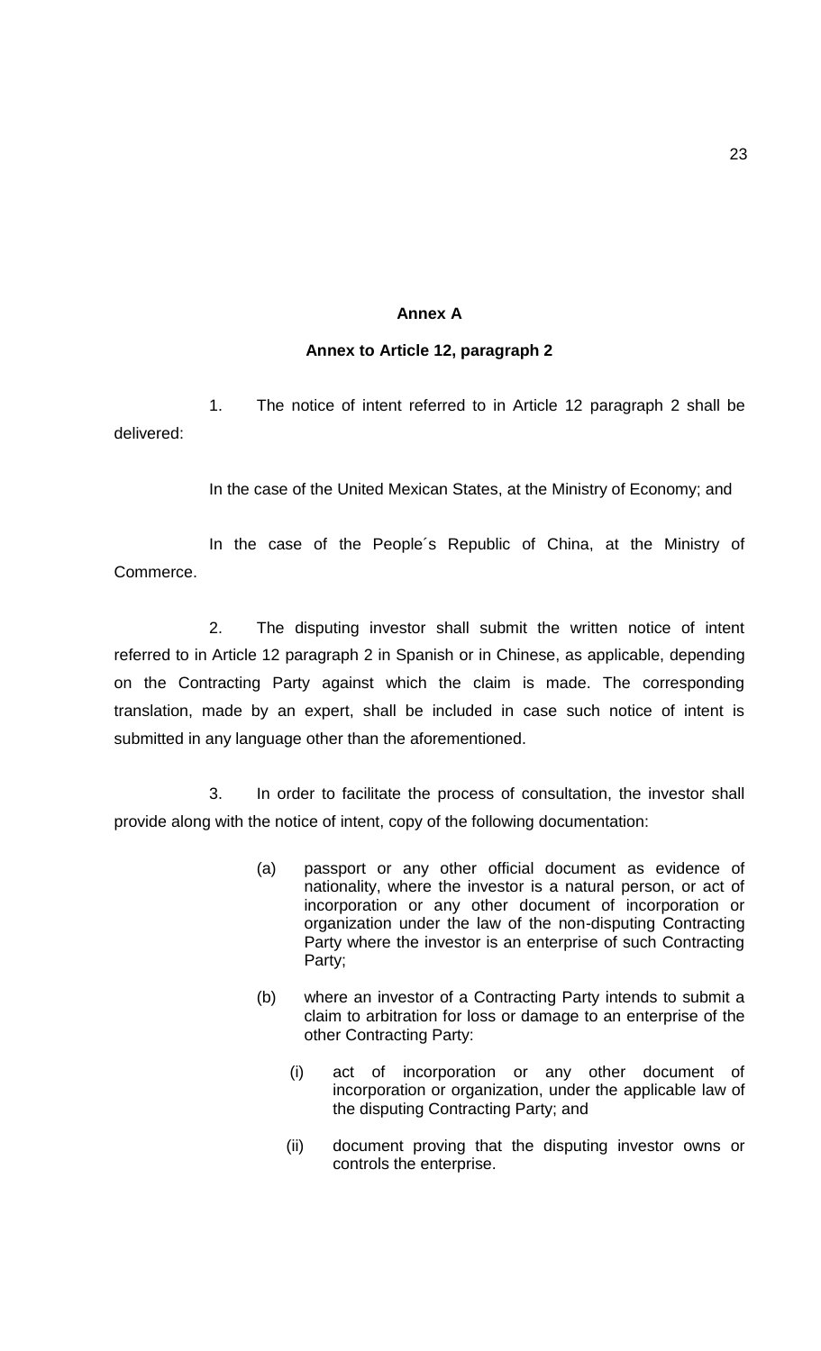## Annex A

### Annex to Article 12, paragraph 2

1. The notice of intent referred to in Article 12 paragraph 2 shall be delivered:

In the case of the United Mexican States, at the Ministry of Economy; and

In the case of the People´s Republic of China, at the Ministry of Commerce.

2. The disputing investor shall submit the written notice of intent referred to in Article 12 paragraph 2 in Spanish or in Chinese, as applicable, depending on the Contracting Party against which the claim is made. The corresponding translation, made by an expert, shall be included in case such notice of intent is submitted in any language other than the aforementioned.

3. In order to facilitate the process of consultation, the investor shall provide along with the notice of intent, copy of the following documentation:

(a) passport or any other official document as evidence of nationality, where the investor is a natural person, or act of incorporation or any other document of incorporation or organization under the law of the non-disputing Contracting Party where the investor is an enterprise of such Contracting Party;

(b) where an investor of a Contracting Party intends to submit a claim to arbitration for loss or damage to an enterprise of the other Contracting Party:

(i) act of incorporation or any other document of incorporation or organization, under the applicable law of the disputing Contracting Party; and

(ii) document proving that the disputing investor owns or controls the enterprise.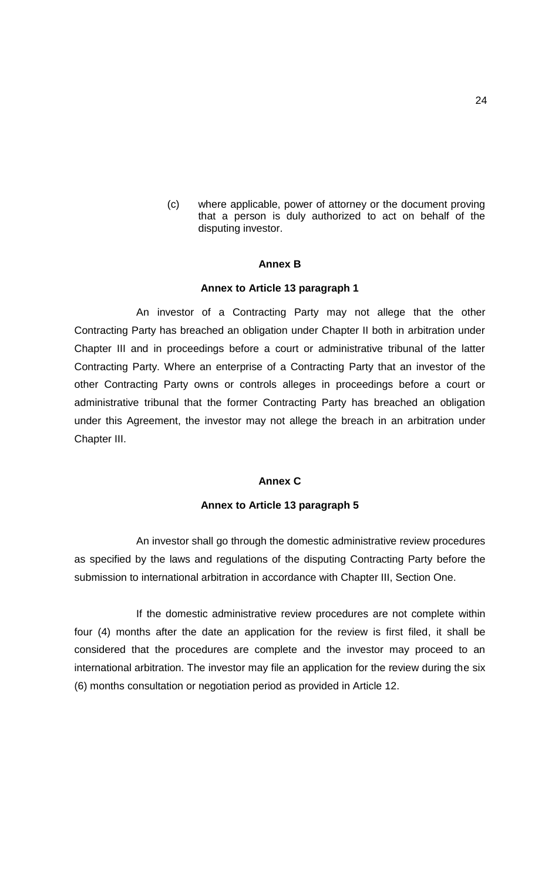(c) where applicable, power of attorney or the document proving that a person is duly authorized to act on behalf of the disputing investor.

## Annex B

### Annex to Article 13 paragraph 1

An investor of a Contracting Party may not allege that the other Contracting Party has breached an obligation under Chapter II both in arbitration under Chapter III and in proceedings before a court or administrative tribunal of the latter Contracting Party. Where an enterprise of a Contracting Party that an investor of the other Contracting Party owns or controls alleges in proceedings before a court or administrative tribunal that the former Contracting Party has breached an obligation under this Agreement, the investor may not allege the breach in an arbitration under Chapter III.

## Annex C

### Annex to Article 13 paragraph 5

An investor shall go through the domestic administrative review procedures as specified by the laws and regulations of the disputing Contracting Party before the submission to international arbitration in accordance with Chapter III, Section One.

If the domestic administrative review procedures are not complete within four (4) months after the date an application for the review is first filed, it shall be considered that the procedures are complete and the investor may proceed to an international arbitration. The investor may file an application for the review during the six (6) months consultation or negotiation period as provided in Article 12.